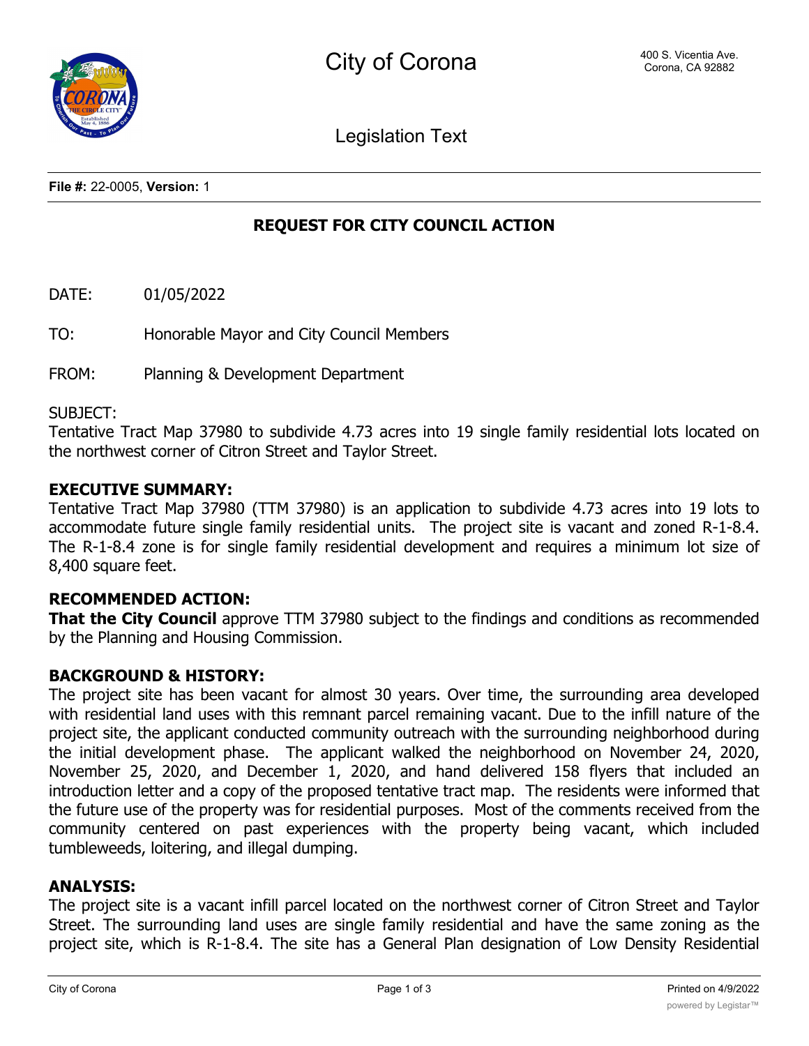# City of Corona

400 S. Vicentia Ave.
Corona, CA 92882

Legislation Text

**File #:** 22-0005, **Version:** 1

## REQUEST FOR CITY COUNCIL ACTION

DATE: 01/05/2022

TO: Honorable Mayor and City Council Members

FROM: Planning & Development Department

SUBJECT:
Tentative Tract Map 37980 to subdivide 4.73 acres into 19 single family residential lots located on the northwest corner of Citron Street and Taylor Street.

**EXECUTIVE SUMMARY:**
Tentative Tract Map 37980 (TTM 37980) is an application to subdivide 4.73 acres into 19 lots to accommodate future single family residential units. The project site is vacant and zoned R-1-8.4. The R-1-8.4 zone is for single family residential development and requires a minimum lot size of 8,400 square feet.

**RECOMMENDED ACTION:**
**That the City Council** approve TTM 37980 subject to the findings and conditions as recommended by the Planning and Housing Commission.

**BACKGROUND & HISTORY:**
The project site has been vacant for almost 30 years. Over time, the surrounding area developed with residential land uses with this remnant parcel remaining vacant. Due to the infill nature of the project site, the applicant conducted community outreach with the surrounding neighborhood during the initial development phase. The applicant walked the neighborhood on November 24, 2020, November 25, 2020, and December 1, 2020, and hand delivered 158 flyers that included an introduction letter and a copy of the proposed tentative tract map. The residents were informed that the future use of the property was for residential purposes. Most of the comments received from the community centered on past experiences with the property being vacant, which included tumbleweeds, loitering, and illegal dumping.

**ANALYSIS:**
The project site is a vacant infill parcel located on the northwest corner of Citron Street and Taylor Street. The surrounding land uses are single family residential and have the same zoning as the project site, which is R-1-8.4. The site has a General Plan designation of Low Density Residential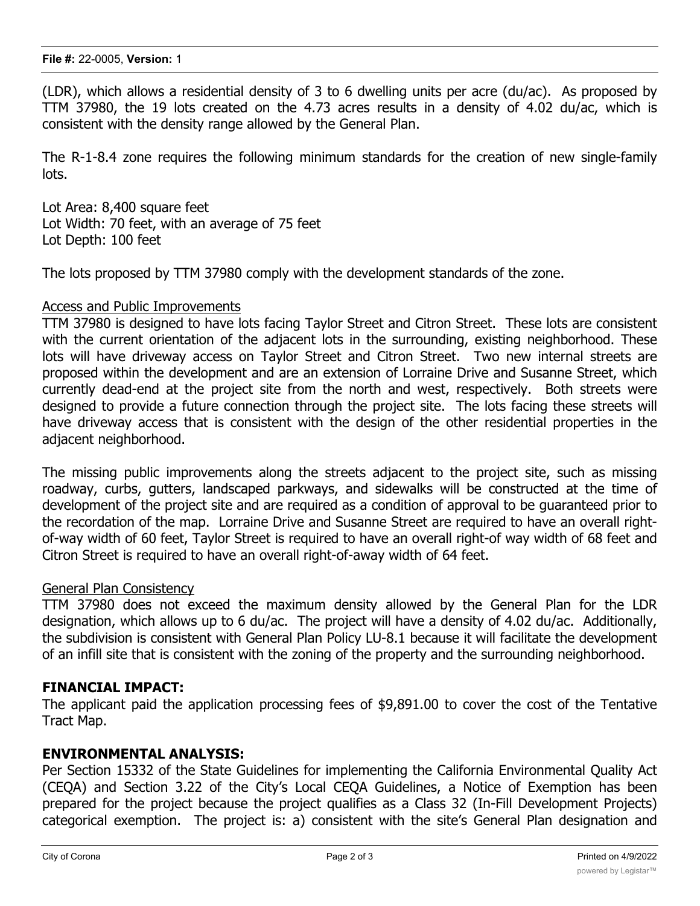(LDR), which allows a residential density of 3 to 6 dwelling units per acre (du/ac). As proposed by TTM 37980, the 19 lots created on the 4.73 acres results in a density of 4.02 du/ac, which is consistent with the density range allowed by the General Plan.

The R-1-8.4 zone requires the following minimum standards for the creation of new single-family lots.

Lot Area: 8,400 square feet
Lot Width: 70 feet, with an average of 75 feet
Lot Depth: 100 feet

The lots proposed by TTM 37980 comply with the development standards of the zone.

Access and Public Improvements

TTM 37980 is designed to have lots facing Taylor Street and Citron Street. These lots are consistent with the current orientation of the adjacent lots in the surrounding, existing neighborhood. These lots will have driveway access on Taylor Street and Citron Street. Two new internal streets are proposed within the development and are an extension of Lorraine Drive and Susanne Street, which currently dead-end at the project site from the north and west, respectively. Both streets were designed to provide a future connection through the project site. The lots facing these streets will have driveway access that is consistent with the design of the other residential properties in the adjacent neighborhood.

The missing public improvements along the streets adjacent to the project site, such as missing roadway, curbs, gutters, landscaped parkways, and sidewalks will be constructed at the time of development of the project site and are required as a condition of approval to be guaranteed prior to the recordation of the map. Lorraine Drive and Susanne Street are required to have an overall right-of-way width of 60 feet, Taylor Street is required to have an overall right-of way width of 68 feet and Citron Street is required to have an overall right-of-away width of 64 feet.

General Plan Consistency

TTM 37980 does not exceed the maximum density allowed by the General Plan for the LDR designation, which allows up to 6 du/ac. The project will have a density of 4.02 du/ac. Additionally, the subdivision is consistent with General Plan Policy LU-8.1 because it will facilitate the development of an infill site that is consistent with the zoning of the property and the surrounding neighborhood.

**FINANCIAL IMPACT:**

The applicant paid the application processing fees of $9,891.00 to cover the cost of the Tentative Tract Map.

**ENVIRONMENTAL ANALYSIS:**

Per Section 15332 of the State Guidelines for implementing the California Environmental Quality Act (CEQA) and Section 3.22 of the City's Local CEQA Guidelines, a Notice of Exemption has been prepared for the project because the project qualifies as a Class 32 (In-Fill Development Projects) categorical exemption. The project is: a) consistent with the site's General Plan designation and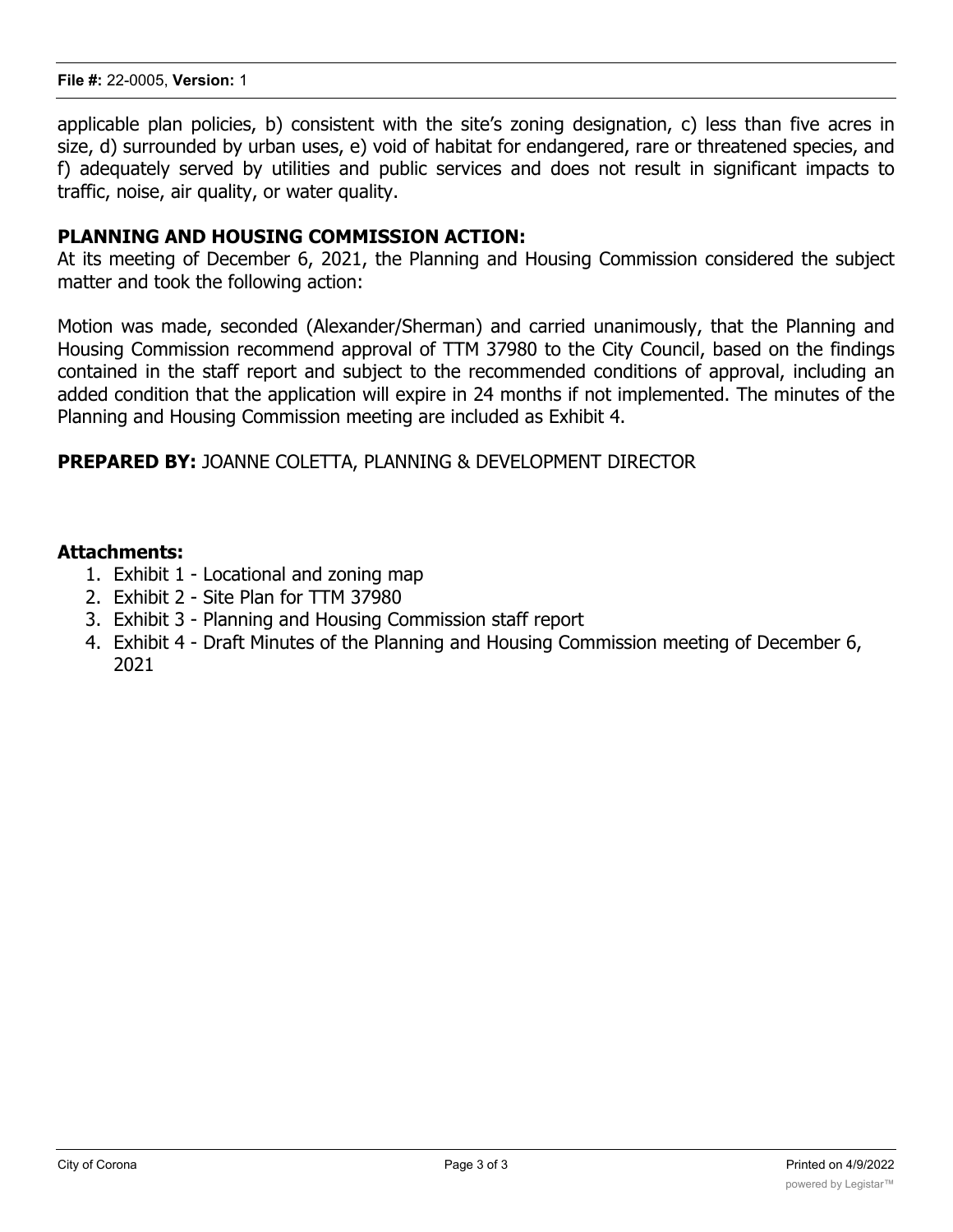applicable plan policies, b) consistent with the site's zoning designation, c) less than five acres in size, d) surrounded by urban uses, e) void of habitat for endangered, rare or threatened species, and f) adequately served by utilities and public services and does not result in significant impacts to traffic, noise, air quality, or water quality.

**PLANNING AND HOUSING COMMISSION ACTION:**

At its meeting of December 6, 2021, the Planning and Housing Commission considered the subject matter and took the following action:

Motion was made, seconded (Alexander/Sherman) and carried unanimously, that the Planning and Housing Commission recommend approval of TTM 37980 to the City Council, based on the findings contained in the staff report and subject to the recommended conditions of approval, including an added condition that the application will expire in 24 months if not implemented. The minutes of the Planning and Housing Commission meeting are included as Exhibit 4.

**PREPARED BY:** JOANNE COLETTA, PLANNING & DEVELOPMENT DIRECTOR

**Attachments:**

1. Exhibit 1 - Locational and zoning map
2. Exhibit 2 - Site Plan for TTM 37980
3. Exhibit 3 - Planning and Housing Commission staff report
4. Exhibit 4 - Draft Minutes of the Planning and Housing Commission meeting of December 6, 2021